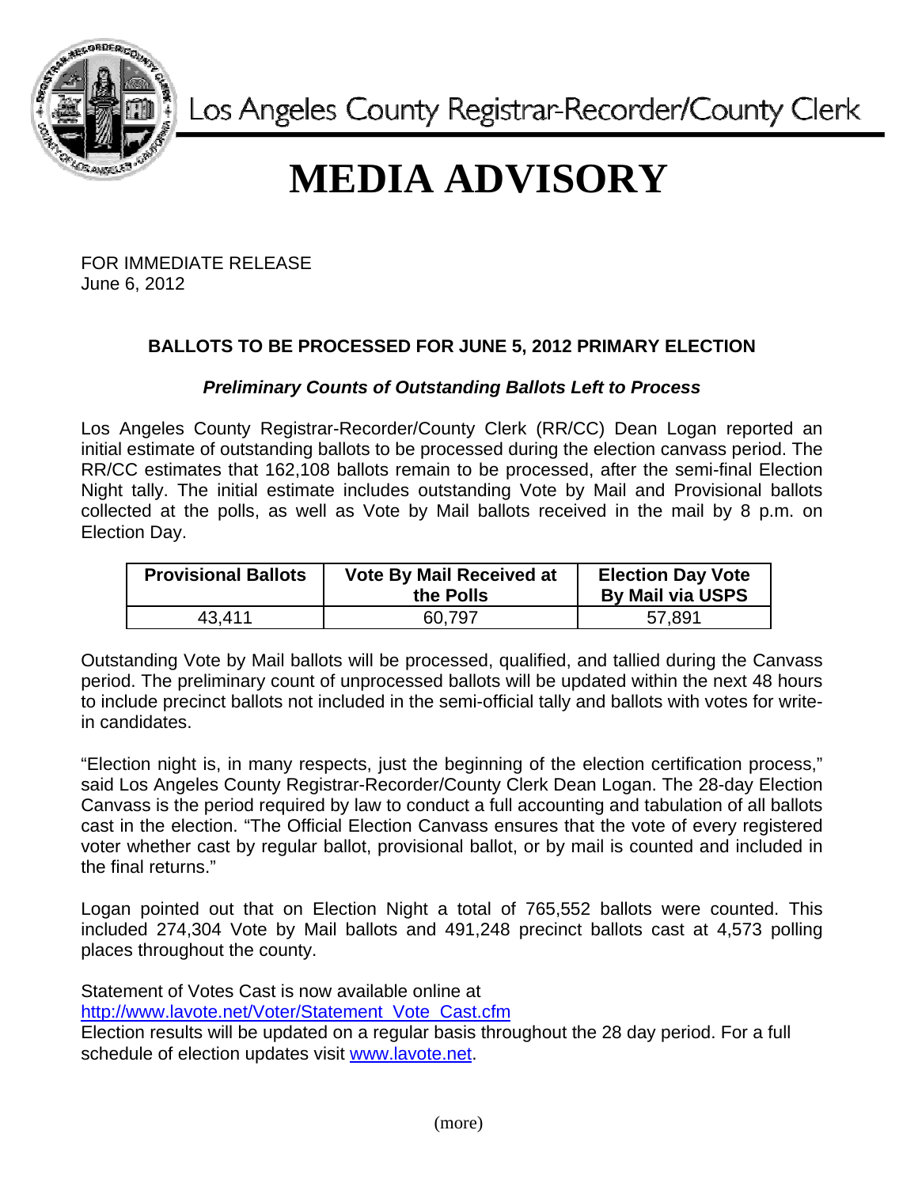Los Angeles County Registrar-Recorder/County Clerk

# MEDIA ADVISORY

FOR IMMEDIATE RELEASE
June 6, 2012

## BALLOTS TO BE PROCESSED FOR JUNE 5, 2012 PRIMARY ELECTION

***Preliminary Counts of Outstanding Ballots Left to Process***

Los Angeles County Registrar-Recorder/County Clerk (RR/CC) Dean Logan reported an initial estimate of outstanding ballots to be processed during the election canvass period. The RR/CC estimates that 162,108 ballots remain to be processed, after the semi-final Election Night tally. The initial estimate includes outstanding Vote by Mail and Provisional ballots collected at the polls, as well as Vote by Mail ballots received in the mail by 8 p.m. on Election Day.

| Provisional Ballots | Vote By Mail Received at the Polls | Election Day Vote By Mail via USPS |
|---|---|---|
| 43,411 | 60,797 | 57,891 |

Outstanding Vote by Mail ballots will be processed, qualified, and tallied during the Canvass period. The preliminary count of unprocessed ballots will be updated within the next 48 hours to include precinct ballots not included in the semi-official tally and ballots with votes for write-in candidates.

"Election night is, in many respects, just the beginning of the election certification process," said Los Angeles County Registrar-Recorder/County Clerk Dean Logan. The 28-day Election Canvass is the period required by law to conduct a full accounting and tabulation of all ballots cast in the election. "The Official Election Canvass ensures that the vote of every registered voter whether cast by regular ballot, provisional ballot, or by mail is counted and included in the final returns."

Logan pointed out that on Election Night a total of 765,552 ballots were counted. This included 274,304 Vote by Mail ballots and 491,248 precinct ballots cast at 4,573 polling places throughout the county.

Statement of Votes Cast is now available online at
http://www.lavote.net/Voter/Statement_Vote_Cast.cfm
Election results will be updated on a regular basis throughout the 28 day period. For a full schedule of election updates visit www.lavote.net.

(more)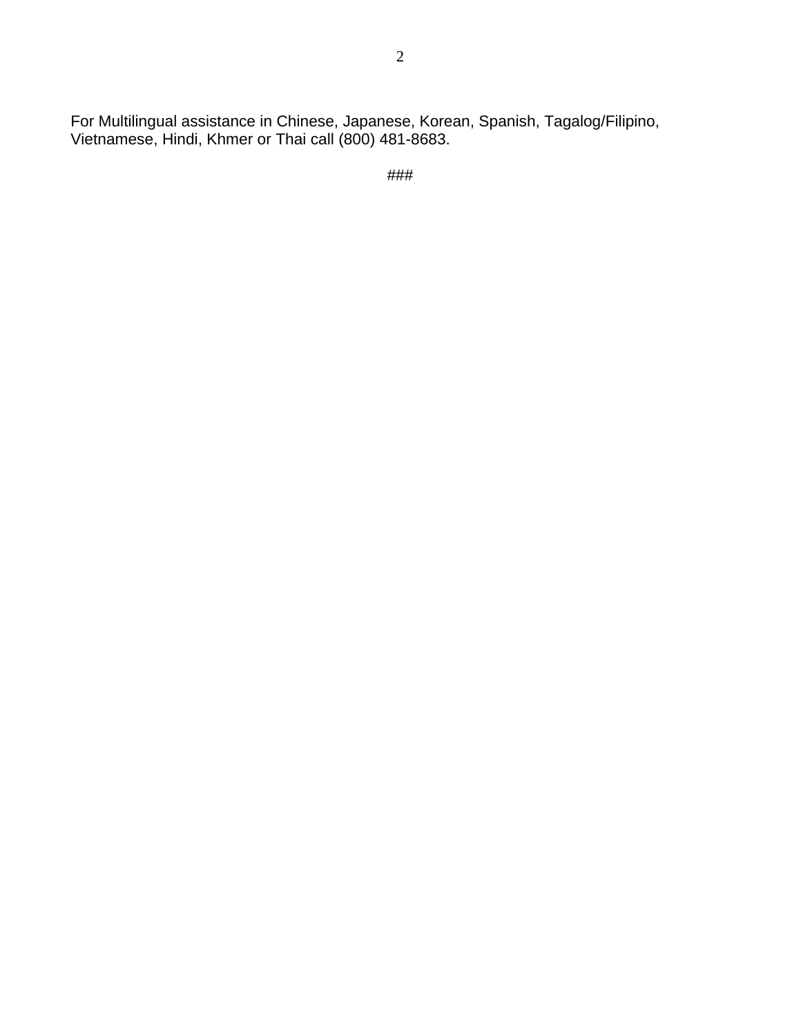For Multilingual assistance in Chinese, Japanese, Korean, Spanish, Tagalog/Filipino, Vietnamese, Hindi, Khmer or Thai call (800) 481-8683.

###